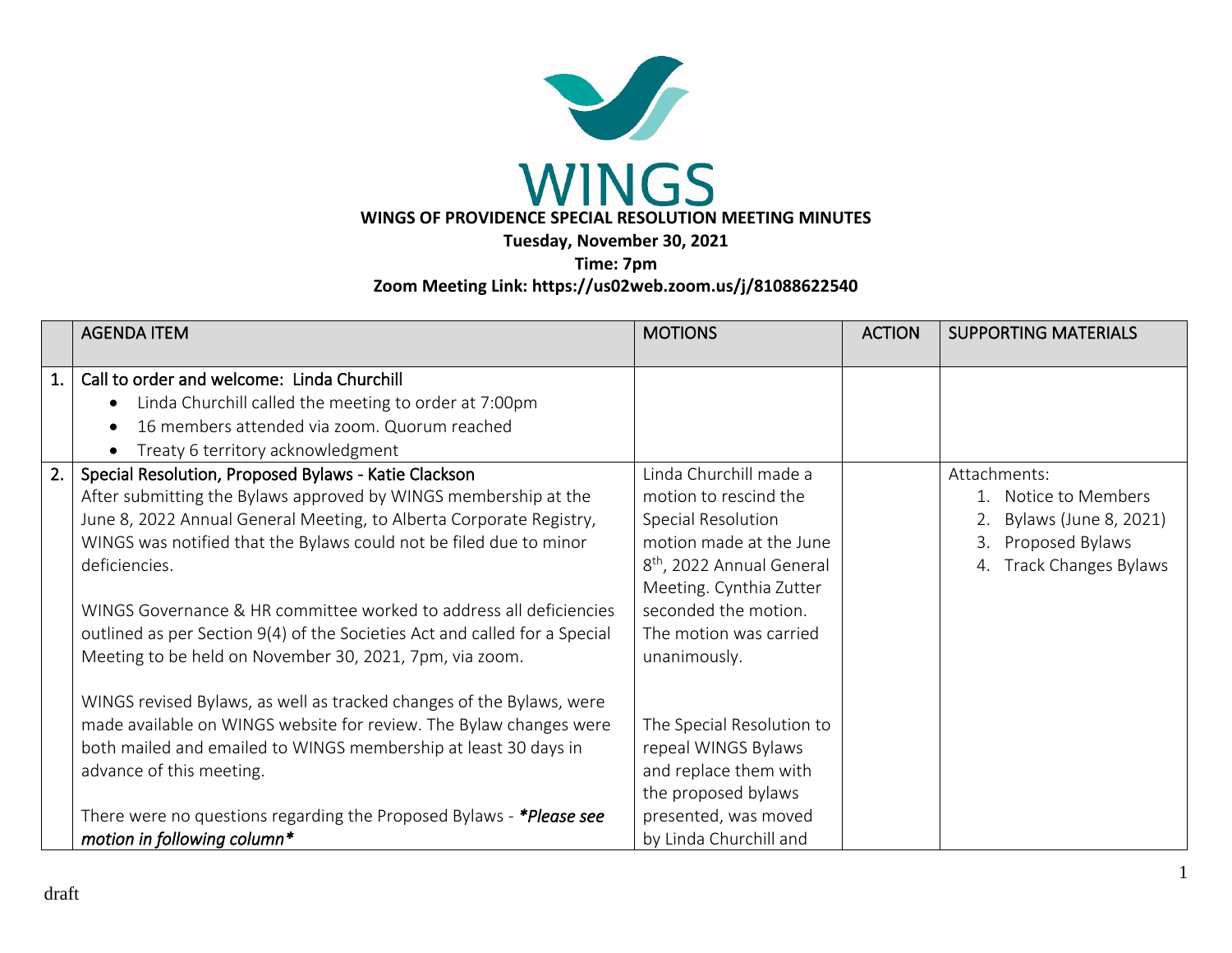WINGS

**WINGS OF PROVIDENCE SPECIAL RESOLUTION MEETING MINUTES**

**Tuesday, November 30, 2021**

**Time: 7pm**

**Zoom Meeting Link: https://us02web.zoom.us/j/81088622540**

| | AGENDA ITEM | MOTIONS | ACTION | SUPPORTING MATERIALS |
|---|---|---|---|---|
| 1. | Call to order and welcome: Linda Churchill<br>• Linda Churchill called the meeting to order at 7:00pm<br>• 16 members attended via zoom. Quorum reached<br>• Treaty 6 territory acknowledgment | | | |
| 2. | Special Resolution, Proposed Bylaws - Katie Clackson<br>After submitting the Bylaws approved by WINGS membership at the June 8, 2022 Annual General Meeting, to Alberta Corporate Registry, WINGS was notified that the Bylaws could not be filed due to minor deficiencies.<br><br>WINGS Governance & HR committee worked to address all deficiencies outlined as per Section 9(4) of the Societies Act and called for a Special Meeting to be held on November 30, 2021, 7pm, via zoom.<br><br>WINGS revised Bylaws, as well as tracked changes of the Bylaws, were made available on WINGS website for review. The Bylaw changes were both mailed and emailed to WINGS membership at least 30 days in advance of this meeting.<br><br>There were no questions regarding the Proposed Bylaws - ***Please see motion in following column*** | Linda Churchill made a motion to rescind the Special Resolution motion made at the June 8th, 2022 Annual General Meeting. Cynthia Zutter seconded the motion. The motion was carried unanimously.<br><br>The Special Resolution to repeal WINGS Bylaws and replace them with the proposed bylaws presented, was moved by Linda Churchill and | | Attachments:<br>1. Notice to Members<br>2. Bylaws (June 8, 2021)<br>3. Proposed Bylaws<br>4. Track Changes Bylaws |

draft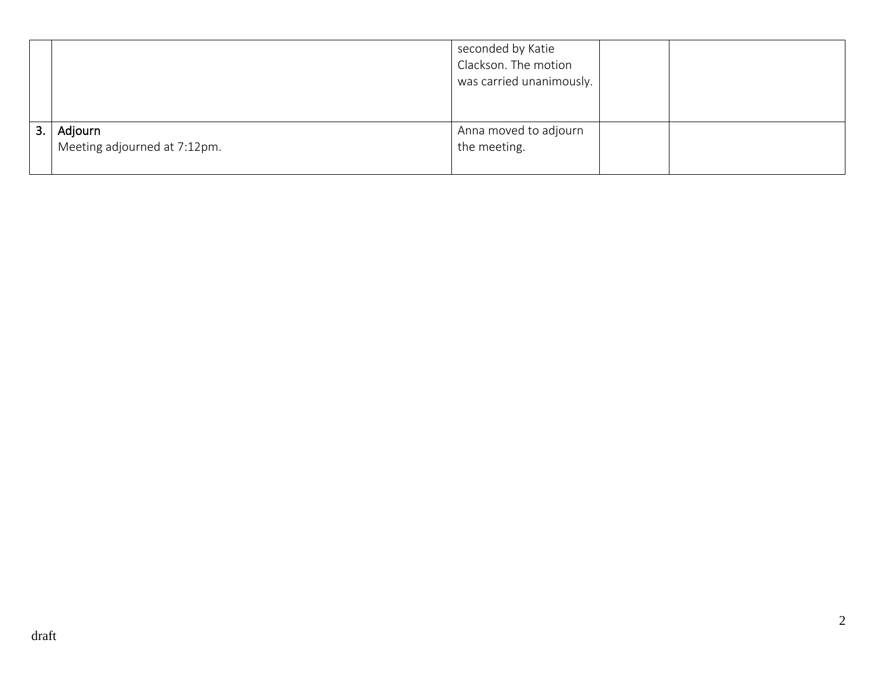| | | | | |
|---|---|---|---|---|
| | | seconded by Katie Clackson. The motion was carried unanimously. | | |
| 3. | **Adjourn**<br>Meeting adjourned at 7:12pm. | Anna moved to adjourn the meeting. | | |

draft